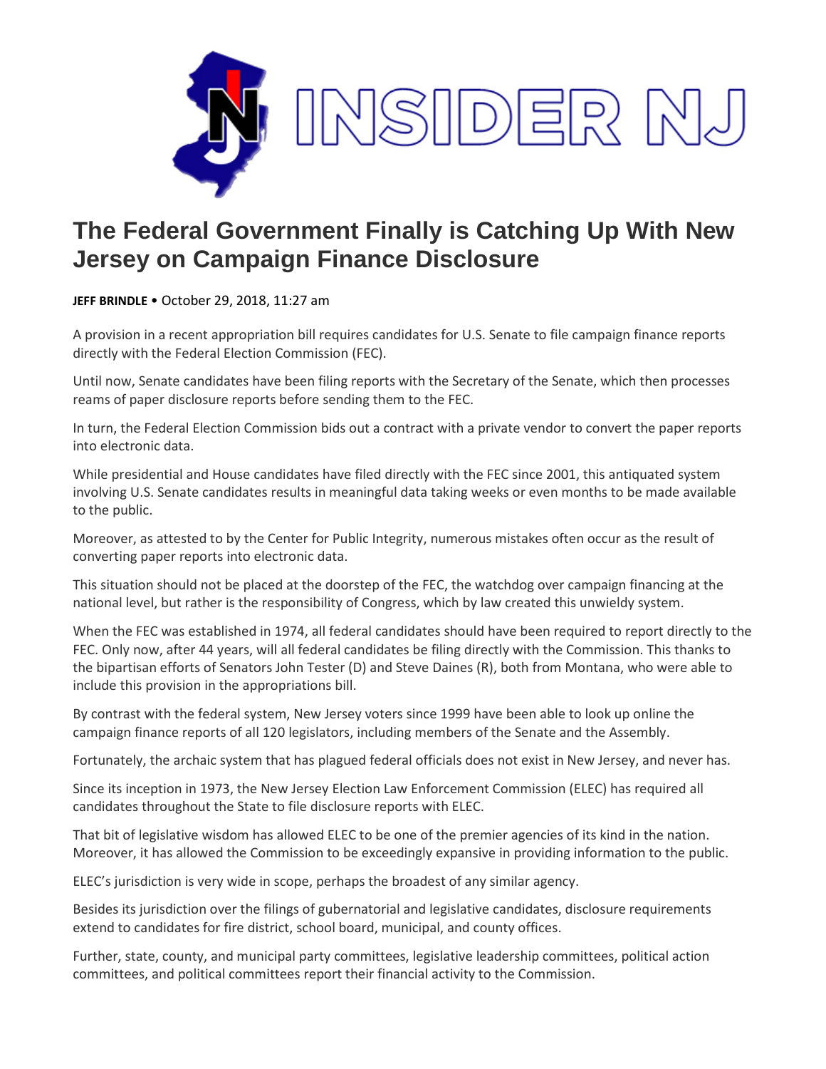# The Federal Government Finally is Catching Up With New Jersey on Campaign Finance Disclosure

**JEFF BRINDLE** • October 29, 2018, 11:27 am

A provision in a recent appropriation bill requires candidates for U.S. Senate to file campaign finance reports directly with the Federal Election Commission (FEC).

Until now, Senate candidates have been filing reports with the Secretary of the Senate, which then processes reams of paper disclosure reports before sending them to the FEC.

In turn, the Federal Election Commission bids out a contract with a private vendor to convert the paper reports into electronic data.

While presidential and House candidates have filed directly with the FEC since 2001, this antiquated system involving U.S. Senate candidates results in meaningful data taking weeks or even months to be made available to the public.

Moreover, as attested to by the Center for Public Integrity, numerous mistakes often occur as the result of converting paper reports into electronic data.

This situation should not be placed at the doorstep of the FEC, the watchdog over campaign financing at the national level, but rather is the responsibility of Congress, which by law created this unwieldy system.

When the FEC was established in 1974, all federal candidates should have been required to report directly to the FEC. Only now, after 44 years, will all federal candidates be filing directly with the Commission. This thanks to the bipartisan efforts of Senators John Tester (D) and Steve Daines (R), both from Montana, who were able to include this provision in the appropriations bill.

By contrast with the federal system, New Jersey voters since 1999 have been able to look up online the campaign finance reports of all 120 legislators, including members of the Senate and the Assembly.

Fortunately, the archaic system that has plagued federal officials does not exist in New Jersey, and never has.

Since its inception in 1973, the New Jersey Election Law Enforcement Commission (ELEC) has required all candidates throughout the State to file disclosure reports with ELEC.

That bit of legislative wisdom has allowed ELEC to be one of the premier agencies of its kind in the nation. Moreover, it has allowed the Commission to be exceedingly expansive in providing information to the public.

ELEC's jurisdiction is very wide in scope, perhaps the broadest of any similar agency.

Besides its jurisdiction over the filings of gubernatorial and legislative candidates, disclosure requirements extend to candidates for fire district, school board, municipal, and county offices.

Further, state, county, and municipal party committees, legislative leadership committees, political action committees, and political committees report their financial activity to the Commission.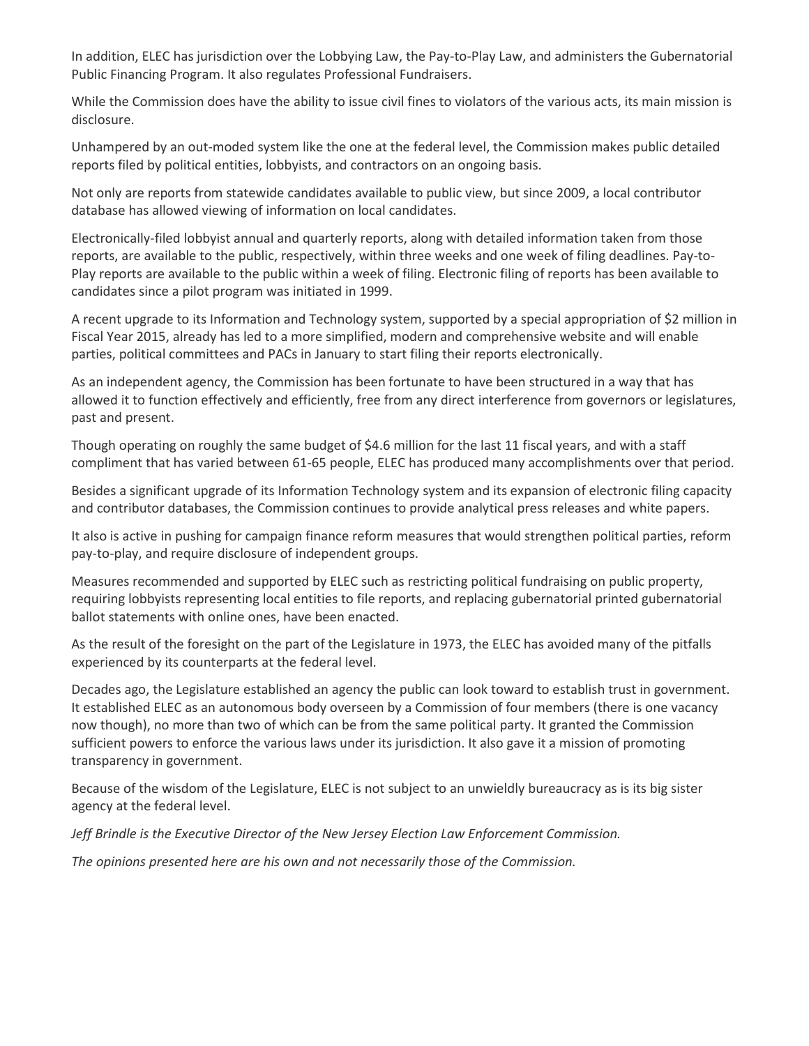In addition, ELEC has jurisdiction over the Lobbying Law, the Pay-to-Play Law, and administers the Gubernatorial Public Financing Program. It also regulates Professional Fundraisers.

While the Commission does have the ability to issue civil fines to violators of the various acts, its main mission is disclosure.

Unhampered by an out-moded system like the one at the federal level, the Commission makes public detailed reports filed by political entities, lobbyists, and contractors on an ongoing basis.

Not only are reports from statewide candidates available to public view, but since 2009, a local contributor database has allowed viewing of information on local candidates.

Electronically-filed lobbyist annual and quarterly reports, along with detailed information taken from those reports, are available to the public, respectively, within three weeks and one week of filing deadlines. Pay-to-Play reports are available to the public within a week of filing. Electronic filing of reports has been available to candidates since a pilot program was initiated in 1999.

A recent upgrade to its Information and Technology system, supported by a special appropriation of $2 million in Fiscal Year 2015, already has led to a more simplified, modern and comprehensive website and will enable parties, political committees and PACs in January to start filing their reports electronically.

As an independent agency, the Commission has been fortunate to have been structured in a way that has allowed it to function effectively and efficiently, free from any direct interference from governors or legislatures, past and present.

Though operating on roughly the same budget of $4.6 million for the last 11 fiscal years, and with a staff compliment that has varied between 61-65 people, ELEC has produced many accomplishments over that period.

Besides a significant upgrade of its Information Technology system and its expansion of electronic filing capacity and contributor databases, the Commission continues to provide analytical press releases and white papers.

It also is active in pushing for campaign finance reform measures that would strengthen political parties, reform pay-to-play, and require disclosure of independent groups.

Measures recommended and supported by ELEC such as restricting political fundraising on public property, requiring lobbyists representing local entities to file reports, and replacing gubernatorial printed gubernatorial ballot statements with online ones, have been enacted.

As the result of the foresight on the part of the Legislature in 1973, the ELEC has avoided many of the pitfalls experienced by its counterparts at the federal level.

Decades ago, the Legislature established an agency the public can look toward to establish trust in government. It established ELEC as an autonomous body overseen by a Commission of four members (there is one vacancy now though), no more than two of which can be from the same political party. It granted the Commission sufficient powers to enforce the various laws under its jurisdiction. It also gave it a mission of promoting transparency in government.

Because of the wisdom of the Legislature, ELEC is not subject to an unwieldly bureaucracy as is its big sister agency at the federal level.

*Jeff Brindle is the Executive Director of the New Jersey Election Law Enforcement Commission.*

*The opinions presented here are his own and not necessarily those of the Commission.*